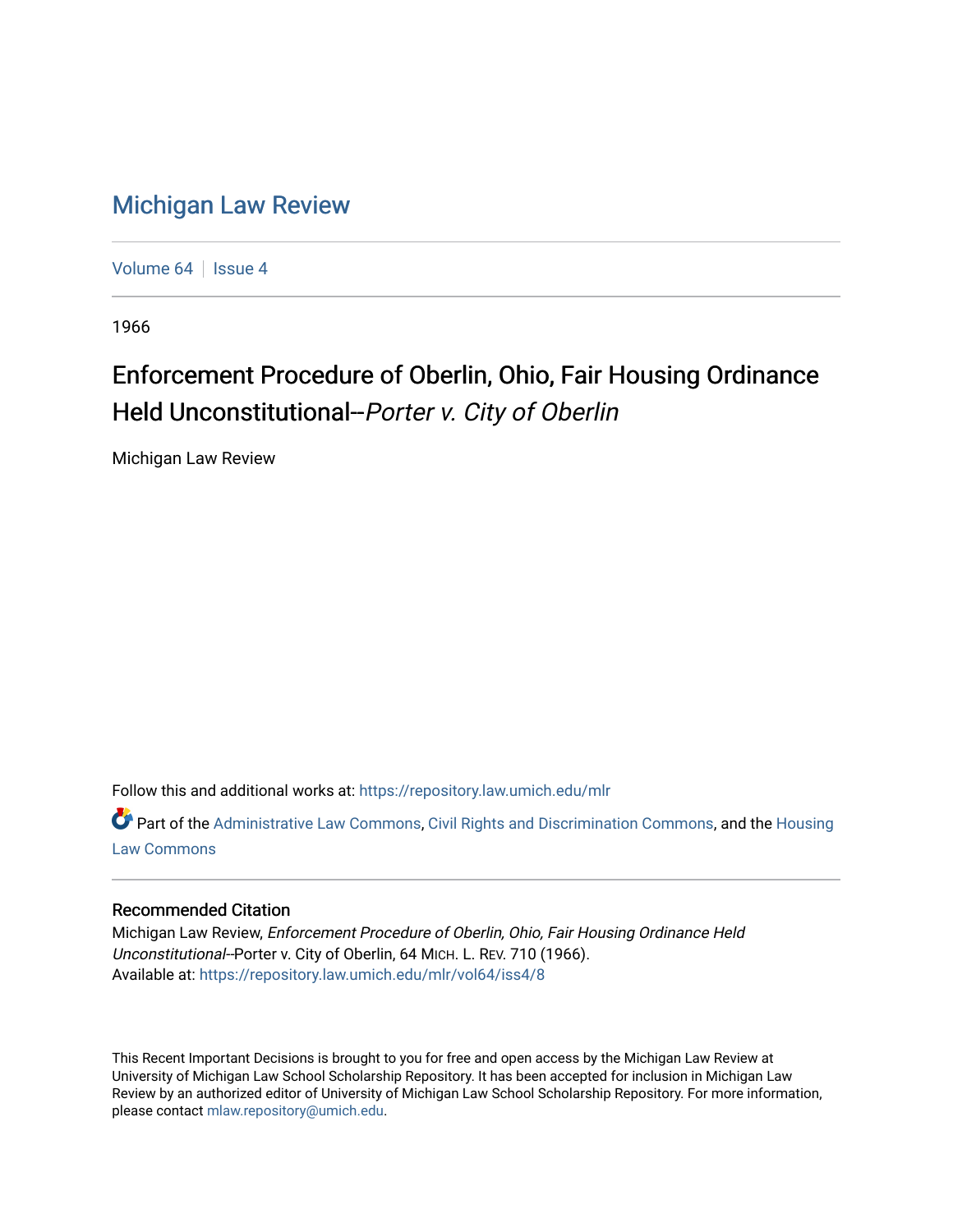# Michigan Law Review

Volume 64 | Issue 4

1966

## Enforcement Procedure of Oberlin, Ohio, Fair Housing Ordinance Held Unconstitutional--*Porter v. City of Oberlin*

Michigan Law Review

Follow this and additional works at: https://repository.law.umich.edu/mlr

Part of the Administrative Law Commons, Civil Rights and Discrimination Commons, and the Housing Law Commons

### Recommended Citation

Michigan Law Review, *Enforcement Procedure of Oberlin, Ohio, Fair Housing Ordinance Held Unconstitutional*--Porter v. City of Oberlin, 64 MICH. L. REV. 710 (1966).
Available at: https://repository.law.umich.edu/mlr/vol64/iss4/8

This Recent Important Decisions is brought to you for free and open access by the Michigan Law Review at University of Michigan Law School Scholarship Repository. It has been accepted for inclusion in Michigan Law Review by an authorized editor of University of Michigan Law School Scholarship Repository. For more information, please contact mlaw.repository@umich.edu.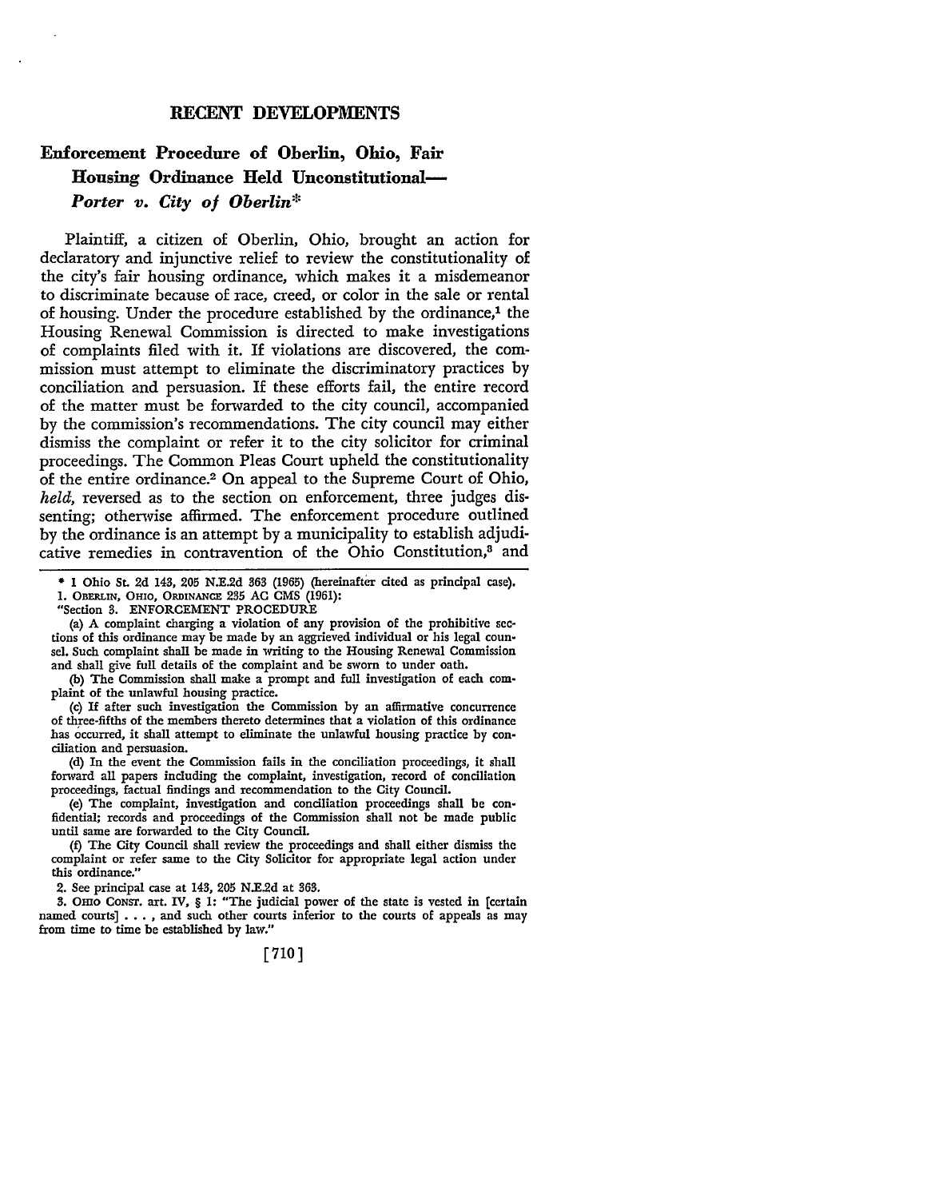## RECENT DEVELOPMENTS

# Enforcement Procedure of Oberlin, Ohio, Fair Housing Ordinance Held Unconstitutional—*Porter v. City of Oberlin*\*

Plaintiff, a citizen of Oberlin, Ohio, brought an action for declaratory and injunctive relief to review the constitutionality of the city's fair housing ordinance, which makes it a misdemeanor to discriminate because of race, creed, or color in the sale or rental of housing. Under the procedure established by the ordinance,[1] the Housing Renewal Commission is directed to make investigations of complaints filed with it. If violations are discovered, the commission must attempt to eliminate the discriminatory practices by conciliation and persuasion. If these efforts fail, the entire record of the matter must be forwarded to the city council, accompanied by the commission's recommendations. The city council may either dismiss the complaint or refer it to the city solicitor for criminal proceedings. The Common Pleas Court upheld the constitutionality of the entire ordinance.[2] On appeal to the Supreme Court of Ohio, *held*, reversed as to the section on enforcement, three judges dissenting; otherwise affirmed. The enforcement procedure outlined by the ordinance is an attempt by a municipality to establish adjudicative remedies in contravention of the Ohio Constitution,[3] and

---

\* 1 Ohio St. 2d 143, 205 N.E.2d 363 (1965) (hereinafter cited as principal case).

1. OBERLIN, OHIO, ORDINANCE 235 AC CMS (1961):

"Section 3. ENFORCEMENT PROCEDURE

(a) A complaint charging a violation of any provision of the prohibitive sections of this ordinance may be made by an aggrieved individual or his legal counsel. Such complaint shall be made in writing to the Housing Renewal Commission and shall give full details of the complaint and be sworn to under oath.

(b) The Commission shall make a prompt and full investigation of each complaint of the unlawful housing practice.

(c) If after such investigation the Commission by an affirmative concurrence of three-fifths of the members thereto determines that a violation of this ordinance has occurred, it shall attempt to eliminate the unlawful housing practice by conciliation and persuasion.

(d) In the event the Commission fails in the conciliation proceedings, it shall forward all papers including the complaint, investigation, record of conciliation proceedings, factual findings and recommendation to the City Council.

(e) The complaint, investigation and conciliation proceedings shall be confidential; records and proceedings of the Commission shall not be made public until same are forwarded to the City Council.

(f) The City Council shall review the proceedings and shall either dismiss the complaint or refer same to the City Solicitor for appropriate legal action under this ordinance."

2. See principal case at 143, 205 N.E.2d at 363.

3. OHIO CONST. art. IV, § 1: "The judicial power of the state is vested in [certain named courts] . . . , and such other courts inferior to the courts of appeals as may from time to time be established by law."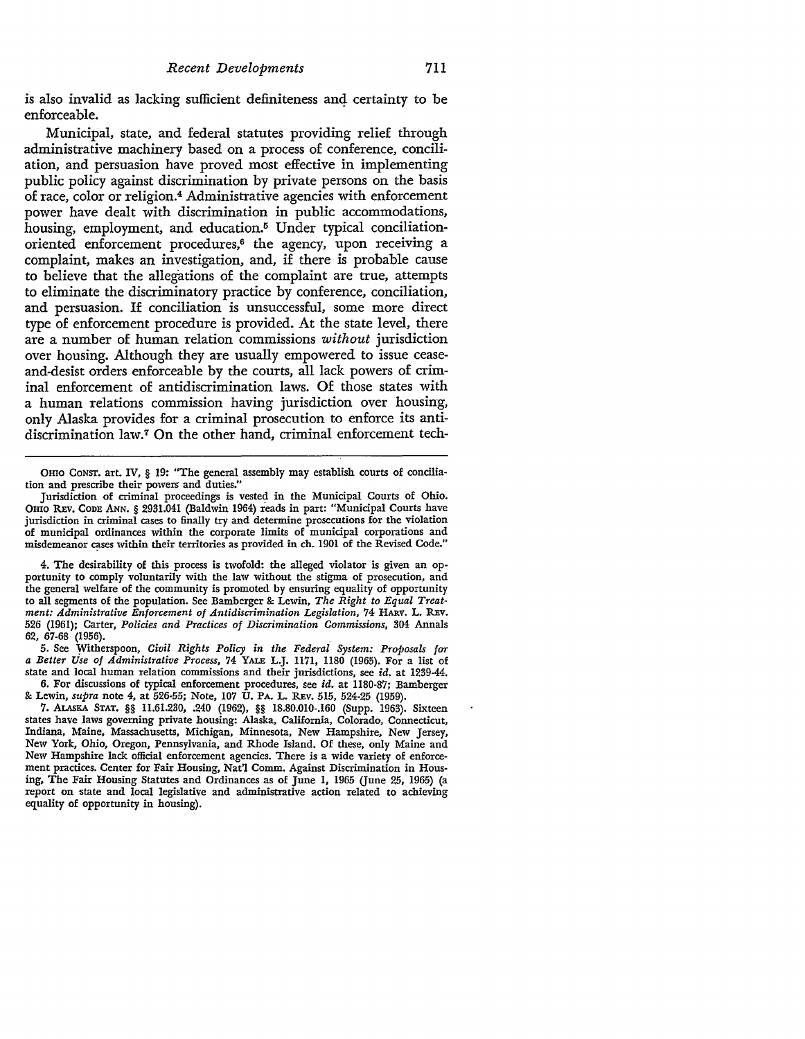is also invalid as lacking sufficient definiteness and certainty to be enforceable.

Municipal, state, and federal statutes providing relief through administrative machinery based on a process of conference, conciliation, and persuasion have proved most effective in implementing public policy against discrimination by private persons on the basis of race, color or religion.[4] Administrative agencies with enforcement power have dealt with discrimination in public accommodations, housing, employment, and education.[5] Under typical conciliation-oriented enforcement procedures,[6] the agency, upon receiving a complaint, makes an investigation, and, if there is probable cause to believe that the allegations of the complaint are true, attempts to eliminate the discriminatory practice by conference, conciliation, and persuasion. If conciliation is unsuccessful, some more direct type of enforcement procedure is provided. At the state level, there are a number of human relation commissions *without* jurisdiction over housing. Although they are usually empowered to issue cease-and-desist orders enforceable by the courts, all lack powers of criminal enforcement of antidiscrimination laws. Of those states with a human relations commission having jurisdiction over housing, only Alaska provides for a criminal prosecution to enforce its antidiscrimination law.[7] On the other hand, criminal enforcement tech-

---

OHIO CONST. art. IV, § 19: "The general assembly may establish courts of conciliation and prescribe their powers and duties."

Jurisdiction of criminal proceedings is vested in the Municipal Courts of Ohio. OHIO REV. CODE ANN. § 2931.041 (Baldwin 1964) reads in part: "Municipal Courts have jurisdiction in criminal cases to finally try and determine prosecutions for the violation of municipal ordinances within the corporate limits of municipal corporations and misdemeanor cases within their territories as provided in ch. 1901 of the Revised Code."

4. The desirability of this process is twofold: the alleged violator is given an opportunity to comply voluntarily with the law without the stigma of prosecution, and the general welfare of the community is promoted by ensuring equality of opportunity to all segments of the population. See Bamberger & Lewin, *The Right to Equal Treatment: Administrative Enforcement of Antidiscrimination Legislation*, 74 HARV. L. REV. 526 (1961); Carter, *Policies and Practices of Discrimination Commissions*, 304 Annals 62, 67-68 (1956).

5. See Witherspoon, *Civil Rights Policy in the Federal System: Proposals for a Better Use of Administrative Process*, 74 YALE L.J. 1171, 1180 (1965). For a list of state and local human relation commissions and their jurisdictions, see *id.* at 1239-44.

6. For discussions of typical enforcement procedures, see *id.* at 1180-87; Bamberger & Lewin, *supra* note 4, at 526-55; Note, 107 U. PA. L. REV. 515, 524-25 (1959).

7. ALASKA STAT. §§ 11.61.230, .240 (1962), §§ 18.80.010-.160 (Supp. 1963). Sixteen states have laws governing private housing: Alaska, California, Colorado, Connecticut, Indiana, Maine, Massachusetts, Michigan, Minnesota, New Hampshire, New Jersey, New York, Ohio, Oregon, Pennsylvania, and Rhode Island. Of these, only Maine and New Hampshire lack official enforcement agencies. There is a wide variety of enforcement practices. Center for Fair Housing, Nat'l Comm. Against Discrimination in Housing, The Fair Housing Statutes and Ordinances as of June 1, 1965 (June 25, 1965) (a report on state and local legislative and administrative action related to achieving equality of opportunity in housing).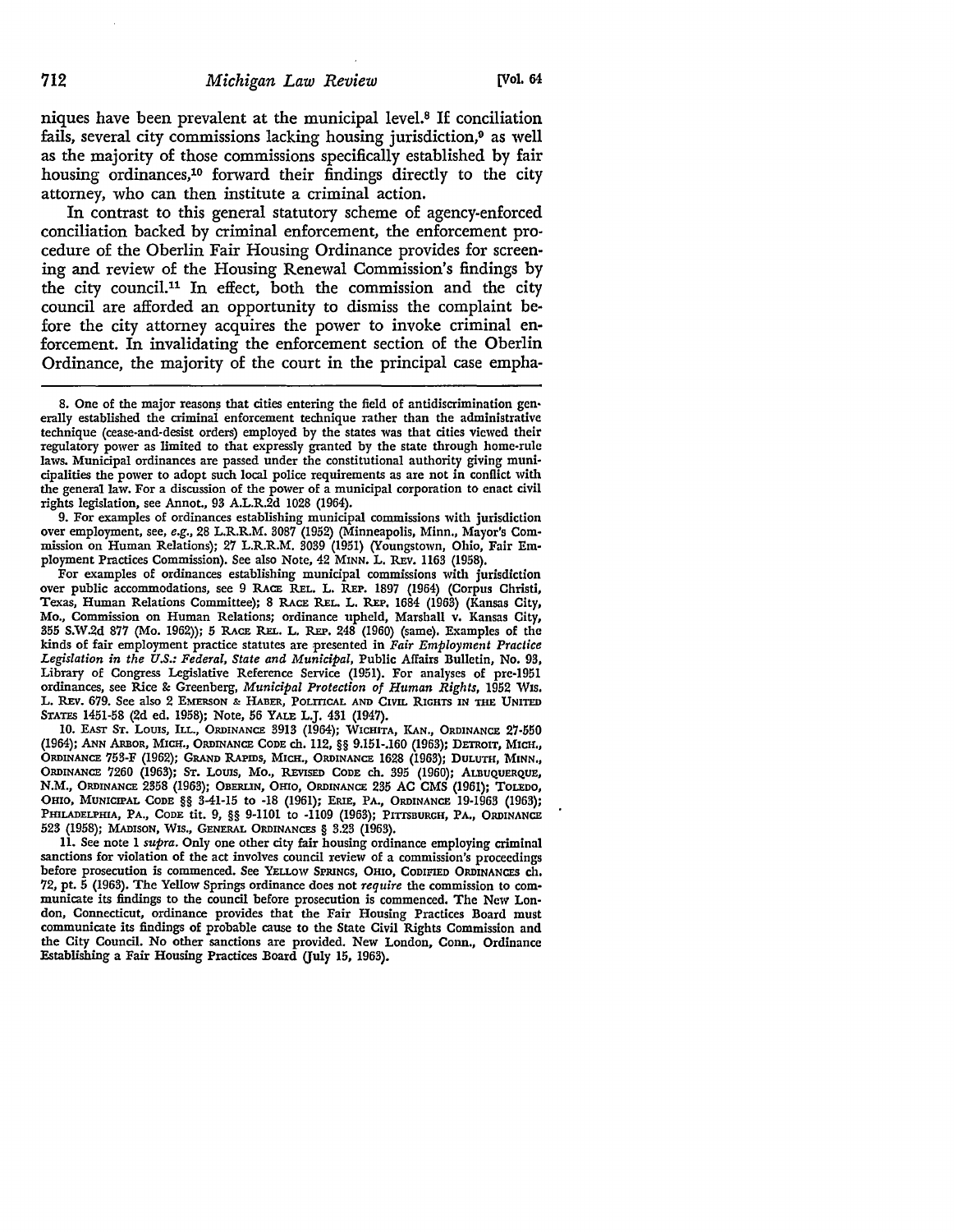niques have been prevalent at the municipal level.[8] If conciliation fails, several city commissions lacking housing jurisdiction,[9] as well as the majority of those commissions specifically established by fair housing ordinances,[10] forward their findings directly to the city attorney, who can then institute a criminal action.

In contrast to this general statutory scheme of agency-enforced conciliation backed by criminal enforcement, the enforcement procedure of the Oberlin Fair Housing Ordinance provides for screening and review of the Housing Renewal Commission's findings by the city council.[11] In effect, both the commission and the city council are afforded an opportunity to dismiss the complaint before the city attorney acquires the power to invoke criminal enforcement. In invalidating the enforcement section of the Oberlin Ordinance, the majority of the court in the principal case empha-

---

8. One of the major reasons that cities entering the field of antidiscrimination generally established the criminal enforcement technique rather than the administrative technique (cease-and-desist orders) employed by the states was that cities viewed their regulatory power as limited to that expressly granted by the state through home-rule laws. Municipal ordinances are passed under the constitutional authority giving municipalities the power to adopt such local police requirements as are not in conflict with the general law. For a discussion of the power of a municipal corporation to enact civil rights legislation, see Annot., 93 A.L.R.2d 1028 (1964).

9. For examples of ordinances establishing municipal commissions with jurisdiction over employment, see, *e.g.*, 28 L.R.R.M. 3087 (1952) (Minneapolis, Minn., Mayor's Commission on Human Relations); 27 L.R.R.M. 3039 (1951) (Youngstown, Ohio, Fair Employment Practices Commission). See also Note, 42 MINN. L. REV. 1163 (1958).

For examples of ordinances establishing municipal commissions with jurisdiction over public accommodations, see 9 RACE REL. L. REP. 1897 (1964) (Corpus Christi, Texas, Human Relations Committee); 8 RACE REL. L. REP. 1684 (1963) (Kansas City, Mo., Commission on Human Relations; ordinance upheld, Marshall v. Kansas City, 355 S.W.2d 877 (Mo. 1962)); 5 RACE REL. L. REP. 248 (1960) (same). Examples of the kinds of fair employment practice statutes are presented in *Fair Employment Practice Legislation in the U.S.: Federal, State and Municipal*, Public Affairs Bulletin, No. 93, Library of Congress Legislative Reference Service (1951). For analyses of pre-1951 ordinances, see Rice & Greenberg, *Municipal Protection of Human Rights*, 1952 WIS. L. REV. 679. See also 2 EMERSON & HABER, POLITICAL AND CIVIL RIGHTS IN THE UNITED STATES 1451-58 (2d ed. 1958); Note, 56 YALE L.J. 431 (1947).

10. EAST ST. LOUIS, ILL., ORDINANCE 3913 (1964); WICHITA, KAN., ORDINANCE 27-550 (1964); ANN ARBOR, MICH., ORDINANCE CODE ch. 112, §§ 9.151-.160 (1963); DETROIT, MICH., ORDINANCE 753-F (1962); GRAND RAPIDS, MICH., ORDINANCE 1628 (1963); DULUTH, MINN., ORDINANCE 7260 (1963); ST. LOUIS, MO., REVISED CODE ch. 395 (1960); ALBUQUERQUE, N.M., ORDINANCE 2358 (1963); OBERLIN, OHIO, ORDINANCE 235 AC CMS (1961); TOLEDO, OHIO, MUNICIPAL CODE §§ 3-41-15 to -18 (1961); ERIE, PA., ORDINANCE 19-1963 (1963); PHILADELPHIA, PA., CODE tit. 9, §§ 9-1101 to -1109 (1963); PITTSBURGH, PA., ORDINANCE 523 (1958); MADISON, WIS., GENERAL ORDINANCES § 3.23 (1963).

11. See note 1 *supra*. Only one other city fair housing ordinance employing criminal sanctions for violation of the act involves council review of a commission's proceedings before prosecution is commenced. See YELLOW SPRINGS, OHIO, CODIFIED ORDINANCES ch. 72, pt. 5 (1963). The Yellow Springs ordinance does not *require* the commission to communicate its findings to the council before prosecution is commenced. The New London, Connecticut, ordinance provides that the Fair Housing Practices Board must communicate its findings of probable cause to the State Civil Rights Commission and the City Council. No other sanctions are provided. New London, Conn., Ordinance Establishing a Fair Housing Practices Board (July 15, 1963).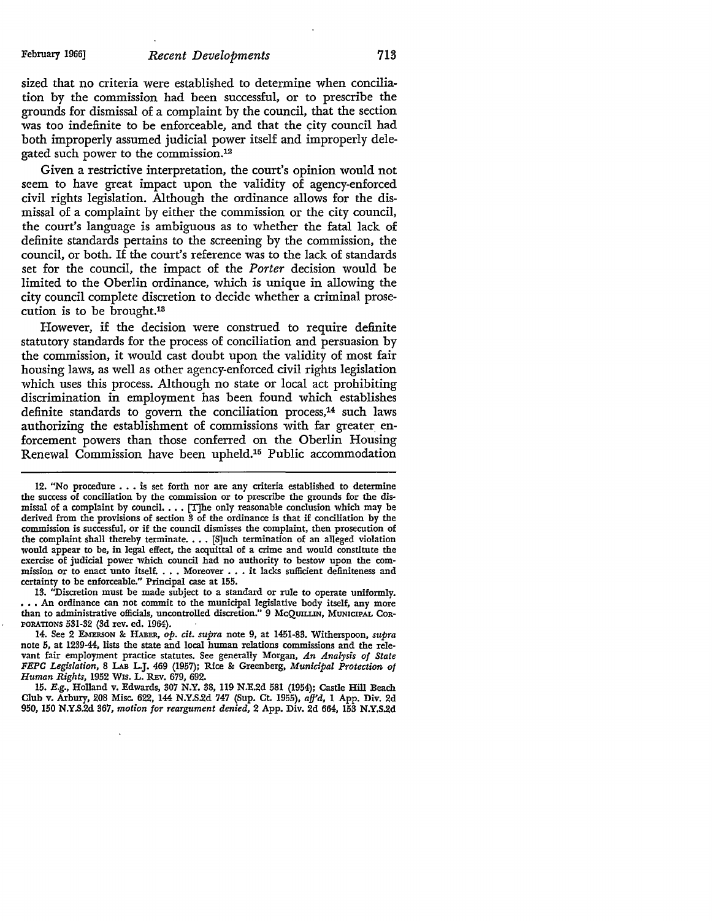sized that no criteria were established to determine when conciliation by the commission had been successful, or to prescribe the grounds for dismissal of a complaint by the council, that the section was too indefinite to be enforceable, and that the city council had both improperly assumed judicial power itself and improperly delegated such power to the commission.[12]

Given a restrictive interpretation, the court's opinion would not seem to have great impact upon the validity of agency-enforced civil rights legislation. Although the ordinance allows for the dismissal of a complaint by either the commission or the city council, the court's language is ambiguous as to whether the fatal lack of definite standards pertains to the screening by the commission, the council, or both. If the court's reference was to the lack of standards set for the council, the impact of the *Porter* decision would be limited to the Oberlin ordinance, which is unique in allowing the city council complete discretion to decide whether a criminal prosecution is to be brought.[13]

However, if the decision were construed to require definite statutory standards for the process of conciliation and persuasion by the commission, it would cast doubt upon the validity of most fair housing laws, as well as other agency-enforced civil rights legislation which uses this process. Although no state or local act prohibiting discrimination in employment has been found which establishes definite standards to govern the conciliation process,[14] such laws authorizing the establishment of commissions with far greater enforcement powers than those conferred on the Oberlin Housing Renewal Commission have been upheld.[15] Public accommodation

---

12. "No procedure . . . is set forth nor are any criteria established to determine the success of conciliation by the commission or to prescribe the grounds for the dismissal of a complaint by council. . . . [T]he only reasonable conclusion which may be derived from the provisions of section 3 of the ordinance is that if conciliation by the commission is successful, or if the council dismisses the complaint, then prosecution of the complaint shall thereby terminate. . . . [S]uch termination of an alleged violation would appear to be, in legal effect, the acquittal of a crime and would constitute the exercise of judicial power which council had no authority to bestow upon the commission or to enact unto itself. . . . Moreover . . . it lacks sufficient definiteness and certainty to be enforceable." Principal case at 155.

13. "Discretion must be made subject to a standard or rule to operate uniformly. . . . An ordinance can not commit to the municipal legislative body itself, any more than to administrative officials, uncontrolled discretion." 9 McQuillin, Municipal Corporations 531-32 (3d rev. ed. 1964).

14. See 2 Emerson & Haber, *op. cit. supra* note 9, at 1451-83. Witherspoon, *supra* note 5, at 1239-44, lists the state and local human relations commissions and the relevant fair employment practice statutes. See generally Morgan, *An Analysis of State FEPC Legislation*, 8 Lab L.J. 469 (1957); Rice & Greenberg, *Municipal Protection of Human Rights*, 1952 Wis. L. Rev. 679, 692.

15. *E.g.*, Holland v. Edwards, 307 N.Y. 38, 119 N.E.2d 581 (1954); Castle Hill Beach Club v. Arbury, 208 Misc. 622, 144 N.Y.S.2d 747 (Sup. Ct. 1955), *aff'd*, 1 App. Div. 2d 950, 150 N.Y.S.2d 367, *motion for reargument denied*, 2 App. Div. 2d 664, 153 N.Y.S.2d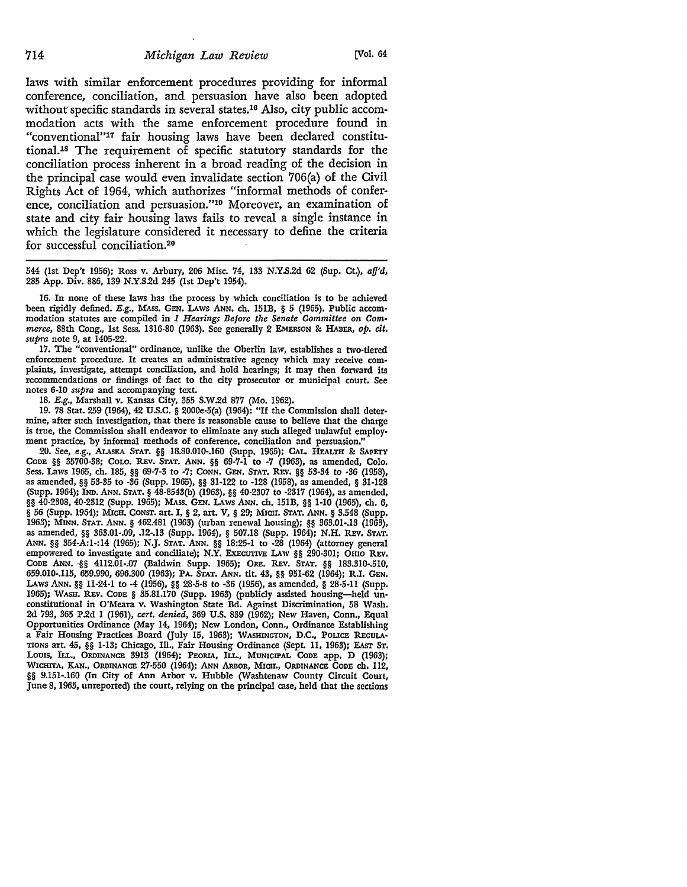laws with similar enforcement procedures providing for informal conference, conciliation, and persuasion have also been adopted without specific standards in several states.[16] Also, city public accommodation acts with the same enforcement procedure found in "conventional"[17] fair housing laws have been declared constitutional.[18] The requirement of specific statutory standards for the conciliation process inherent in a broad reading of the decision in the principal case would even invalidate section 706(a) of the Civil Rights Act of 1964, which authorizes "informal methods of conference, conciliation and persuasion."[19] Moreover, an examination of state and city fair housing laws fails to reveal a single instance in which the legislature considered it necessary to define the criteria for successful conciliation.[20]

---

544 (1st Dep't 1956); Ross v. Arbury, 206 Misc. 74, 133 N.Y.S.2d 62 (Sup. Ct.), *aff'd*, 285 App. Div. 886, 139 N.Y.S.2d 245 (1st Dep't 1954).

16. In none of these laws has the process by which conciliation is to be achieved been rigidly defined. *E.g.*, MASS. GEN. LAWS ANN. ch. 151B, § 5 (1965). Public accommodation statutes are compiled in *1 Hearings Before the Senate Committee on Commerce*, 88th Cong., 1st Sess. 1316-80 (1963). See generally 2 EMERSON & HABER, *op. cit. supra* note 9, at 1405-22.

17. The "conventional" ordinance, unlike the Oberlin law, establishes a two-tiered enforcement procedure. It creates an administrative agency which may receive complaints, investigate, attempt conciliation, and hold hearings; it may then forward its recommendations or findings of fact to the city prosecutor or municipal court. See notes 6-10 *supra* and accompanying text.

18. *E.g.*, Marshall v. Kansas City, 355 S.W.2d 877 (Mo. 1962).

19. 78 Stat. 259 (1964), 42 U.S.C. § 2000e-5(a) (1964): "If the Commission shall determine, after such investigation, that there is reasonable cause to believe that the charge is true, the Commission shall endeavor to eliminate any such alleged unlawful employment practice, by informal methods of conference, conciliation and persuasion."

20. See, *e.g.*, ALASKA STAT. §§ 18.80.010-.160 (Supp. 1965); CAL. HEALTH & SAFETY CODE §§ 35700-38; COLO. REV. STAT. ANN. §§ 69-7-1 to -7 (1963), as amended, Colo. Sess. Laws 1965, ch. 185, §§ 69-7-3 to -7; CONN. GEN. STAT. REV. §§ 53-34 to -36 (1958), as amended, §§ 53-35 to -36 (Supp. 1965), §§ 31-122 to -128 (1958), as amended, § 31-128 (Supp. 1964); IND. ANN. STAT. § 48-8543(b) (1963), §§ 40-2307 to -2317 (1964), as amended, §§ 40-2308, 40-2312 (Supp. 1965); MASS. GEN. LAWS ANN. ch. 151B, §§ 1-10 (1965), ch. 6, § 56 (Supp. 1964); MICH. CONST. art. I, § 2, art. V, § 29; MICH. STAT. ANN. § 3.548 (Supp. 1963); MINN. STAT. ANN. § 462.481 (1963) (urban renewal housing); §§ 363.01-.13 (1963), as amended, §§ 363.01-.09, .12-.13 (Supp. 1964), § 507.18 (Supp. 1964); N.H. REV. STAT. ANN. §§ 354-A:1-:14 (1965); N.J. STAT. ANN. §§ 18:25-1 to -28 (1964) (attorney general empowered to investigate and conciliate); N.Y. EXECUTIVE LAW §§ 290-301; OHIO REV. CODE ANN. §§ 4112.01-.07 (Baldwin Supp. 1965); ORE. REV. STAT. §§ 183.310-.510, 659.010-.115, 659.990, 696.300 (1963); PA. STAT. ANN. tit. 43, §§ 951-62 (1964); R.I. GEN. LAWS ANN. §§ 11-24-1 to -4 (1956), §§ 28-5-8 to -36 (1956), as amended, § 28-5-11 (Supp. 1965); WASH. REV. CODE § 35.81.170 (Supp. 1963) (publicly assisted housing—held unconstitutional in O'Meara v. Washington State Bd. Against Discrimination, 58 Wash. 2d 793, 365 P.2d 1 (1961), *cert. denied*, 369 U.S. 839 (1962); New Haven, Conn., Equal Opportunities Ordinance (May 14, 1964); New London, Conn., Ordinance Establishing a Fair Housing Practices Board (July 15, 1963); WASHINGTON, D.C., POLICE REGULATIONS art. 45, §§ 1-13; Chicago, Ill., Fair Housing Ordinance (Sept. 11, 1963); EAST ST. LOUIS, ILL., ORDINANCE 3913 (1964); PEORIA, ILL., MUNICIPAL CODE app. D (1963); WICHITA, KAN., ORDINANCE 27-550 (1964); ANN ARBOR, MICH., ORDINANCE CODE ch. 112, §§ 9.151-.160 (In City of Ann Arbor v. Hubble (Washtenaw County Circuit Court, June 8, 1965, unreported) the court, relying on the principal case, held that the sections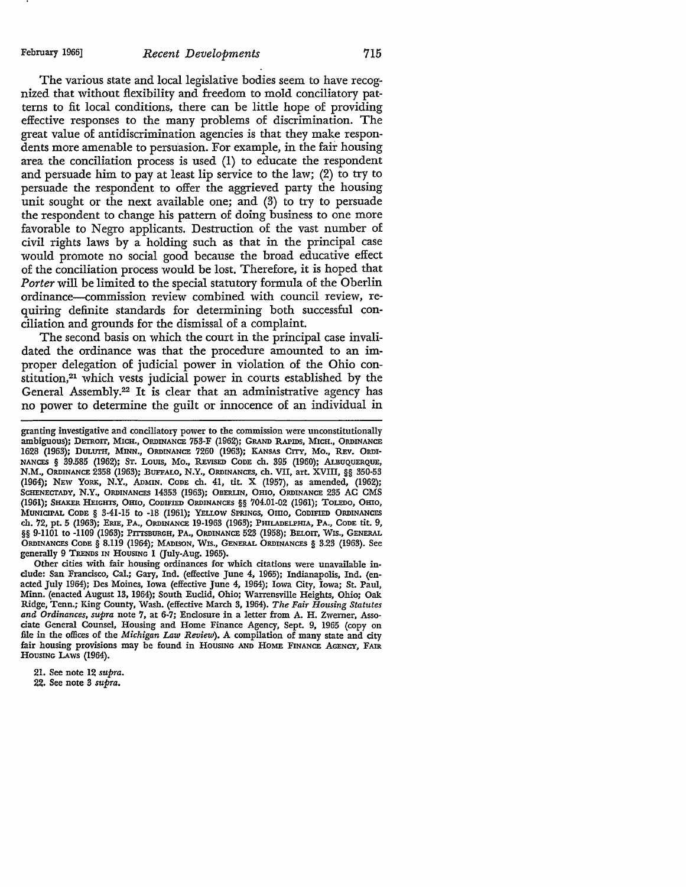The various state and local legislative bodies seem to have recognized that without flexibility and freedom to mold conciliatory patterns to fit local conditions, there can be little hope of providing effective responses to the many problems of discrimination. The great value of antidiscrimination agencies is that they make respondents more amenable to persuasion. For example, in the fair housing area the conciliation process is used (1) to educate the respondent and persuade him to pay at least lip service to the law; (2) to try to persuade the respondent to offer the aggrieved party the housing unit sought or the next available one; and (3) to try to persuade the respondent to change his pattern of doing business to one more favorable to Negro applicants. Destruction of the vast number of civil rights laws by a holding such as that in the principal case would promote no social good because the broad educative effect of the conciliation process would be lost. Therefore, it is hoped that *Porter* will be limited to the special statutory formula of the Oberlin ordinance—commission review combined with council review, requiring definite standards for determining both successful conciliation and grounds for the dismissal of a complaint.

The second basis on which the court in the principal case invalidated the ordinance was that the procedure amounted to an improper delegation of judicial power in violation of the Ohio constitution,[21] which vests judicial power in courts established by the General Assembly.[22] It is clear that an administrative agency has no power to determine the guilt or innocence of an individual in

---

granting investigative and conciliatory power to the commission were unconstitutionally ambiguous); DETROIT, MICH., ORDINANCE 753-F (1962); GRAND RAPIDS, MICH., ORDINANCE 1628 (1963); DULUTH, MINN., ORDINANCE 7260 (1963); KANSAS CITY, MO., REV. ORDINANCES § 39.585 (1962); ST. LOUIS, MO., REVISED CODE ch. 395 (1960); ALBUQUERQUE, N.M., ORDINANCE 2358 (1963); BUFFALO, N.Y., ORDINANCES, ch. VII, art. XVIII, §§ 350-53 (1964); NEW YORK, N.Y., ADMIN. CODE ch. 41, tit. X (1957), as amended, (1962); SCHENECTADY, N.Y., ORDINANCES 14353 (1963); OBERLIN, OHIO, ORDINANCE 235 AC CMS (1961); SHAKER HEIGHTS, OHIO, CODIFIED ORDINANCES §§ 704.01-02 (1961); TOLEDO, OHIO, MUNICIPAL CODE § 3-41-15 to -18 (1961); YELLOW SPRINGS, OHIO, CODIFIED ORDINANCES ch. 72, pt. 5 (1963); ERIE, PA., ORDINANCE 19-1963 (1963); PHILADELPHIA, PA., CODE tit. 9, §§ 9-1101 to -1109 (1963); PITTSBURGH, PA., ORDINANCE 523 (1958); BELOIT, WIS., GENERAL ORDINANCES CODE § 8.119 (1964); MADISON, WIS., GENERAL ORDINANCES § 3.23 (1963). See generally 9 TRENDS IN HOUSING 1 (July-Aug. 1965).

Other cities with fair housing ordinances for which citations were unavailable include: San Francisco, Cal.; Gary, Ind. (effective June 4, 1965); Indianapolis, Ind. (enacted July 1964); Des Moines, Iowa (effective June 4, 1964); Iowa City, Iowa; St. Paul, Minn. (enacted August 13, 1964); South Euclid, Ohio; Warrensville Heights, Ohio; Oak Ridge, Tenn.; King County, Wash. (effective March 3, 1964). *The Fair Housing Statutes and Ordinances*, *supra* note 7, at 6-7; Enclosure in a letter from A. H. Zwerner, Associate General Counsel, Housing and Home Finance Agency, Sept. 9, 1965 (copy on file in the offices of the *Michigan Law Review*). A compilation of many state and city fair housing provisions may be found in HOUSING AND HOME FINANCE AGENCY, FAIR HOUSING LAWS (1964).

21. See note 12 *supra*.

22. See note 3 *supra*.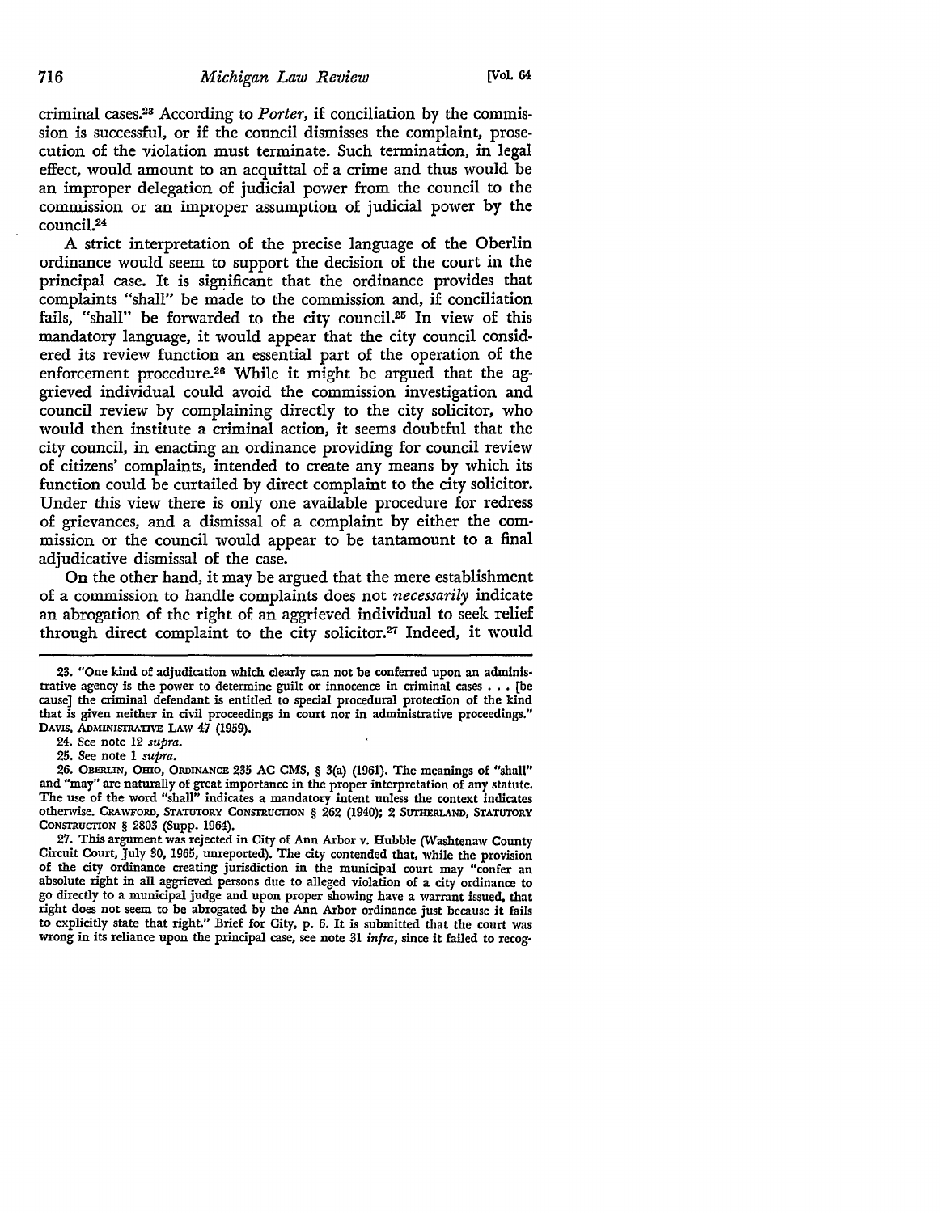criminal cases.[23] According to *Porter*, if conciliation by the commission is successful, or if the council dismisses the complaint, prosecution of the violation must terminate. Such termination, in legal effect, would amount to an acquittal of a crime and thus would be an improper delegation of judicial power from the council to the commission or an improper assumption of judicial power by the council.[24]

A strict interpretation of the precise language of the Oberlin ordinance would seem to support the decision of the court in the principal case. It is significant that the ordinance provides that complaints "shall" be made to the commission and, if conciliation fails, "shall" be forwarded to the city council.[25] In view of this mandatory language, it would appear that the city council considered its review function an essential part of the operation of the enforcement procedure.[26] While it might be argued that the aggrieved individual could avoid the commission investigation and council review by complaining directly to the city solicitor, who would then institute a criminal action, it seems doubtful that the city council, in enacting an ordinance providing for council review of citizens' complaints, intended to create any means by which its function could be curtailed by direct complaint to the city solicitor. Under this view there is only one available procedure for redress of grievances, and a dismissal of a complaint by either the commission or the council would appear to be tantamount to a final adjudicative dismissal of the case.

On the other hand, it may be argued that the mere establishment of a commission to handle complaints does not *necessarily* indicate an abrogation of the right of an aggrieved individual to seek relief through direct complaint to the city solicitor.[27] Indeed, it would

---

23. "One kind of adjudication which clearly can not be conferred upon an administrative agency is the power to determine guilt or innocence in criminal cases . . . [because] the criminal defendant is entitled to special procedural protection of the kind that is given neither in civil proceedings in court nor in administrative proceedings." DAVIS, ADMINISTRATIVE LAW 47 (1959).

24. See note 12 *supra*.

25. See note 1 *supra*.

26. OBERLIN, OHIO, ORDINANCE 235 AC CMS, § 3(a) (1961). The meanings of "shall" and "may" are naturally of great importance in the proper interpretation of any statute. The use of the word "shall" indicates a mandatory intent unless the context indicates otherwise. CRAWFORD, STATUTORY CONSTRUCTION § 262 (1940); 2 SUTHERLAND, STATUTORY CONSTRUCTION § 2803 (Supp. 1964).

27. This argument was rejected in City of Ann Arbor v. Hubble (Washtenaw County Circuit Court, July 30, 1965, unreported). The city contended that, while the provision of the city ordinance creating jurisdiction in the municipal court may "confer an absolute right in all aggrieved persons due to alleged violation of a city ordinance to go directly to a municipal judge and upon proper showing have a warrant issued, that right does not seem to be abrogated by the Ann Arbor ordinance just because it fails to explicitly state that right." Brief for City, p. 6. It is submitted that the court was wrong in its reliance upon the principal case, see note 31 *infra*, since it failed to recog-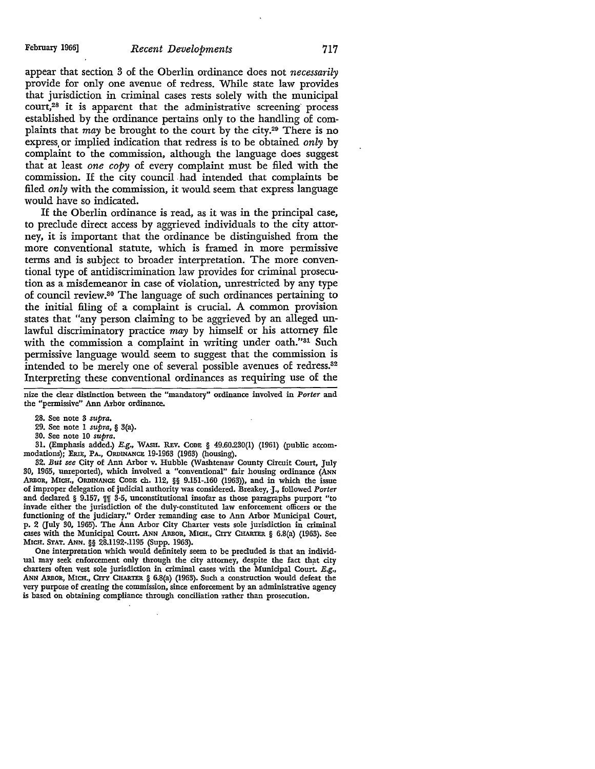appear that section 3 of the Oberlin ordinance does not *necessarily* provide for only one avenue of redress. While state law provides that jurisdiction in criminal cases rests solely with the municipal court,[28] it is apparent that the administrative screening process established by the ordinance pertains only to the handling of complaints that *may* be brought to the court by the city.[29] There is no express or implied indication that redress is to be obtained *only* by complaint to the commission, although the language does suggest that at least *one copy* of every complaint must be filed with the commission. If the city council had intended that complaints be filed *only* with the commission, it would seem that express language would have so indicated.

If the Oberlin ordinance is read, as it was in the principal case, to preclude direct access by aggrieved individuals to the city attorney, it is important that the ordinance be distinguished from the more conventional statute, which is framed in more permissive terms and is subject to broader interpretation. The more conventional type of antidiscrimination law provides for criminal prosecution as a misdemeanor in case of violation, unrestricted by any type of council review.[30] The language of such ordinances pertaining to the initial filing of a complaint is crucial. A common provision states that "any person claiming to be aggrieved by an alleged unlawful discriminatory practice *may* by himself or his attorney file with the commission a complaint in writing under oath."[31] Such permissive language would seem to suggest that the commission is intended to be merely one of several possible avenues of redress.[32] Interpreting these conventional ordinances as requiring use of the

nize the clear distinction between the "mandatory" ordinance involved in *Porter* and the "permissive" Ann Arbor ordinance.

28. See note 3 *supra*.

29. See note 1 *supra*, § 3(a).

30. See note 10 *supra*.

31. (Emphasis added.) *E.g.*, WASH. REV. CODE § 49.60.230(1) (1961) (public accommodations); ERIE, PA., ORDINANCE 19-1963 (1963) (housing).

32. *But see* City of Ann Arbor v. Hubble (Washtenaw County Circuit Court, July 30, 1965, unreported), which involved a "conventional" fair housing ordinance (ANN ARBOR, MICH., ORDINANCE CODE ch. 112, §§ 9.151-.160 (1963)), and in which the issue of improper delegation of judicial authority was considered. Breakey, J., followed *Porter* and declared § 9.157, ¶¶ 3-5, unconstitutional insofar as those paragraphs purport "to invade either the jurisdiction of the duly-constituted law enforcement officers or the functioning of the judiciary." Order remanding case to Ann Arbor Municipal Court, p. 2 (July 30, 1965). The Ann Arbor City Charter vests sole jurisdiction in criminal cases with the Municipal Court. ANN ARBOR, MICH., CITY CHARTER § 6.8(a) (1963). See MICH. STAT. ANN. §§ 28.1192-.1195 (Supp. 1963).

One interpretation which would definitely seem to be precluded is that an individual may seek enforcement only through the city attorney, despite the fact that city charters often vest sole jurisdiction in criminal cases with the Municipal Court. *E.g.*, ANN ARBOR, MICH., CITY CHARTER § 6.8(a) (1963). Such a construction would defeat the very purpose of creating the commission, since enforcement by an administrative agency is based on obtaining compliance through conciliation rather than prosecution.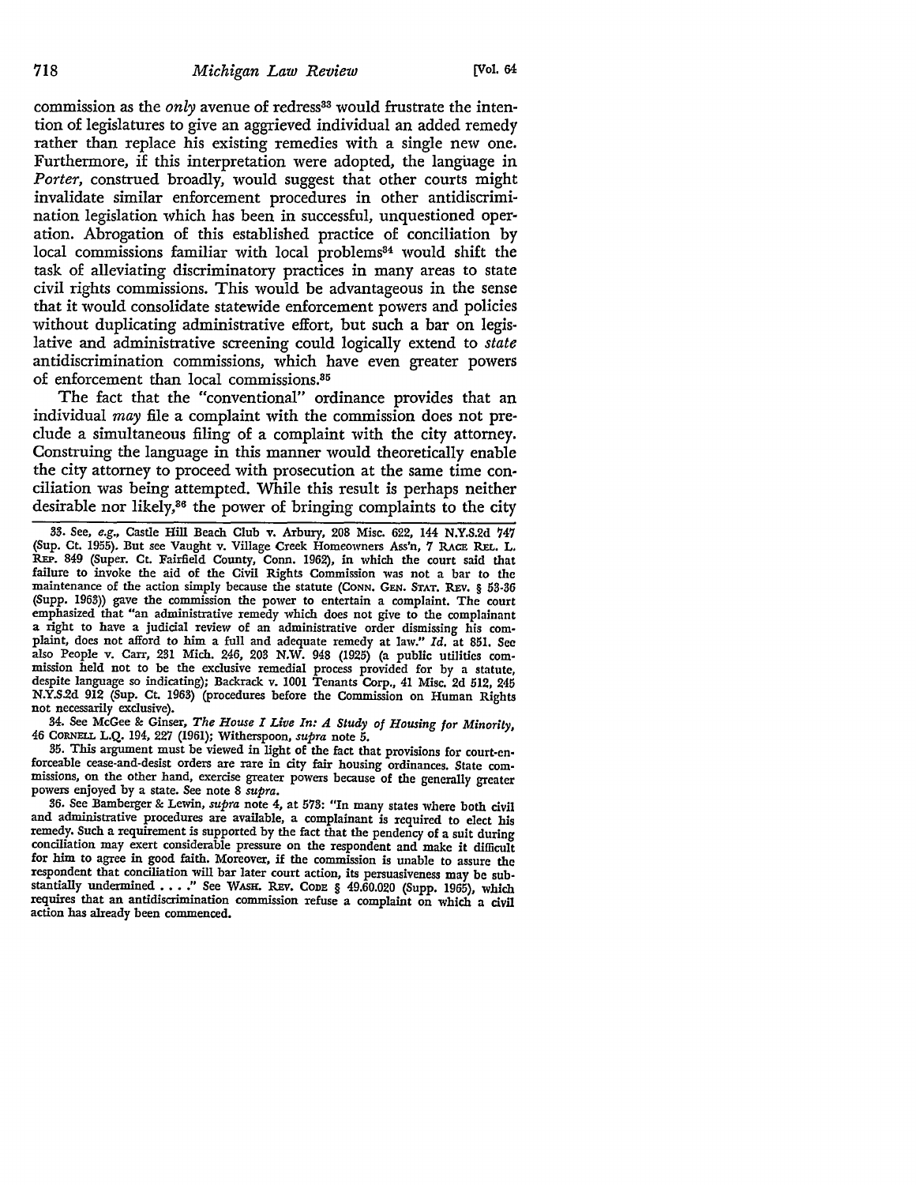commission as the *only* avenue of redress[33] would frustrate the intention of legislatures to give an aggrieved individual an added remedy rather than replace his existing remedies with a single new one. Furthermore, if this interpretation were adopted, the language in *Porter*, construed broadly, would suggest that other courts might invalidate similar enforcement procedures in other antidiscrimination legislation which has been in successful, unquestioned operation. Abrogation of this established practice of conciliation by local commissions familiar with local problems[34] would shift the task of alleviating discriminatory practices in many areas to state civil rights commissions. This would be advantageous in the sense that it would consolidate statewide enforcement powers and policies without duplicating administrative effort, but such a bar on legislative and administrative screening could logically extend to *state* antidiscrimination commissions, which have even greater powers of enforcement than local commissions.[35]

The fact that the "conventional" ordinance provides that an individual *may* file a complaint with the commission does not preclude a simultaneous filing of a complaint with the city attorney. Construing the language in this manner would theoretically enable the city attorney to proceed with prosecution at the same time conciliation was being attempted. While this result is perhaps neither desirable nor likely,[36] the power of bringing complaints to the city

---

33. See, *e.g.*, Castle Hill Beach Club v. Arbury, 208 Misc. 622, 144 N.Y.S.2d 747 (Sup. Ct. 1955). But see Vaught v. Village Creek Homeowners Ass'n, 7 RACE REL. L. REP. 849 (Super. Ct. Fairfield County, Conn. 1962), in which the court said that failure to invoke the aid of the Civil Rights Commission was not a bar to the maintenance of the action simply because the statute (CONN. GEN. STAT. REV. § 53-36 (Supp. 1963)) gave the commission the power to entertain a complaint. The court emphasized that "an administrative remedy which does not give to the complainant a right to have a judicial review of an administrative order dismissing his complaint, does not afford to him a full and adequate remedy at law." *Id.* at 851. See also People v. Carr, 231 Mich. 246, 203 N.W. 948 (1925) (a public utilities commission held not to be the exclusive remedial process provided for by a statute, despite language so indicating); Backrack v. 1001 Tenants Corp., 41 Misc. 2d 512, 245 N.Y.S.2d 912 (Sup. Ct. 1963) (procedures before the Commission on Human Rights not necessarily exclusive).

34. See McGee & Ginser, *The House I Live In: A Study of Housing for Minority*, 46 CORNELL L.Q. 194, 227 (1961); Witherspoon, *supra* note 5.

35. This argument must be viewed in light of the fact that provisions for court-enforceable cease-and-desist orders are rare in city fair housing ordinances. State commissions, on the other hand, exercise greater powers because of the generally greater powers enjoyed by a state. See note 8 *supra*.

36. See Bamberger & Lewin, *supra* note 4, at 578: "In many states where both civil and administrative procedures are available, a complainant is required to elect his remedy. Such a requirement is supported by the fact that the pendency of a suit during conciliation may exert considerable pressure on the respondent and make it difficult for him to agree in good faith. Moreover, if the commission is unable to assure the respondent that conciliation will bar later court action, its persuasiveness may be substantially undermined . . . ." See WASH. REV. CODE § 49.60.020 (Supp. 1965), which requires that an antidiscrimination commission refuse a complaint on which a civil action has already been commenced.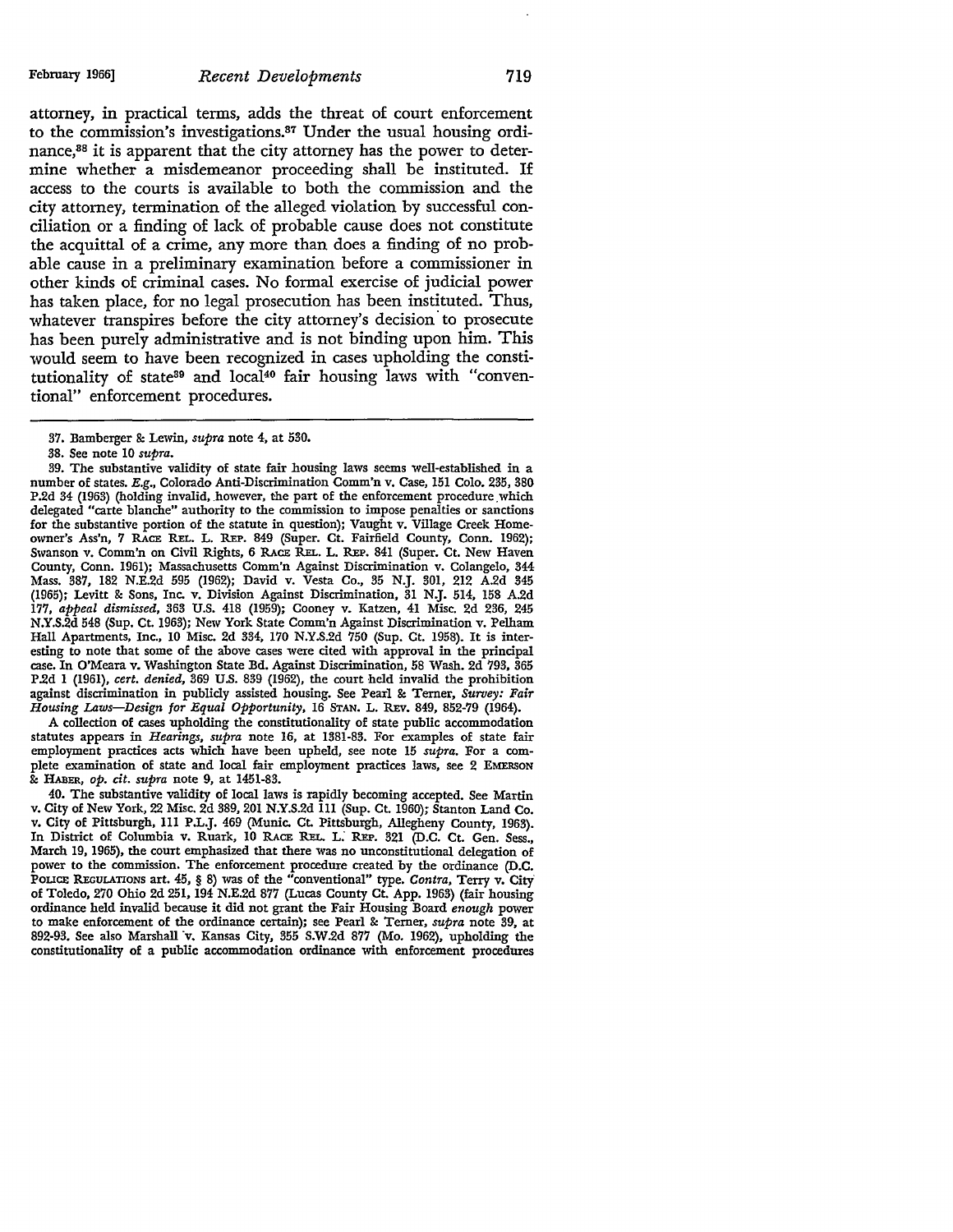attorney, in practical terms, adds the threat of court enforcement to the commission's investigations.[37] Under the usual housing ordinance,[38] it is apparent that the city attorney has the power to determine whether a misdemeanor proceeding shall be instituted. If access to the courts is available to both the commission and the city attorney, termination of the alleged violation by successful conciliation or a finding of lack of probable cause does not constitute the acquittal of a crime, any more than does a finding of no probable cause in a preliminary examination before a commissioner in other kinds of criminal cases. No formal exercise of judicial power has taken place, for no legal prosecution has been instituted. Thus, whatever transpires before the city attorney's decision to prosecute has been purely administrative and is not binding upon him. This would seem to have been recognized in cases upholding the constitutionality of state[39] and local[40] fair housing laws with "conventional" enforcement procedures.

---

37. Bamberger & Lewin, *supra* note 4, at 530.

38. See note 10 *supra*.

39. The substantive validity of state fair housing laws seems well-established in a number of states. *E.g.*, Colorado Anti-Discrimination Comm'n v. Case, 151 Colo. 235, 380 P.2d 34 (1963) (holding invalid, however, the part of the enforcement procedure which delegated "carte blanche" authority to the commission to impose penalties or sanctions for the substantive portion of the statute in question); Vaught v. Village Creek Homeowner's Ass'n, 7 RACE REL. L. REP. 849 (Super. Ct. Fairfield County, Conn. 1962); Swanson v. Comm'n on Civil Rights, 6 RACE REL. L. REP. 841 (Super. Ct. New Haven County, Conn. 1961); Massachusetts Comm'n Against Discrimination v. Colangelo, 344 Mass. 387, 182 N.E.2d 595 (1962); David v. Vesta Co., 35 N.J. 301, 212 A.2d 345 (1965); Levitt & Sons, Inc. v. Division Against Discrimination, 31 N.J. 514, 158 A.2d 177, *appeal dismissed*, 363 U.S. 418 (1959); Cooney v. Katzen, 41 Misc. 2d 236, 245 N.Y.S.2d 548 (Sup. Ct. 1963); New York State Comm'n Against Discrimination v. Pelham Hall Apartments, Inc., 10 Misc. 2d 334, 170 N.Y.S.2d 750 (Sup. Ct. 1958). It is interesting to note that some of the above cases were cited with approval in the principal case. In O'Meara v. Washington State Bd. Against Discrimination, 58 Wash. 2d 793, 365 P.2d 1 (1961), *cert. denied*, 369 U.S. 839 (1962), the court held invalid the prohibition against discrimination in publicly assisted housing. See Pearl & Terner, *Survey: Fair Housing Laws—Design for Equal Opportunity*, 16 STAN. L. REV. 849, 852-79 (1964).

A collection of cases upholding the constitutionality of state public accommodation statutes appears in *Hearings*, *supra* note 16, at 1381-83. For examples of state fair employment practices acts which have been upheld, see note 15 *supra*. For a complete examination of state and local fair employment practices laws, see 2 EMERSON & HABER, *op. cit. supra* note 9, at 1451-83.

40. The substantive validity of local laws is rapidly becoming accepted. See Martin v. City of New York, 22 Misc. 2d 389, 201 N.Y.S.2d 111 (Sup. Ct. 1960); Stanton Land Co. v. City of Pittsburgh, 111 P.L.J. 469 (Munic. Ct. Pittsburgh, Allegheny County, 1963). In District of Columbia v. Ruark, 10 RACE REL. L. REP. 321 (D.C. Ct. Gen. Sess., March 19, 1965), the court emphasized that there was no unconstitutional delegation of power to the commission. The enforcement procedure created by the ordinance (D.C. POLICE REGULATIONS art. 45, § 8) was of the "conventional" type. *Contra*, Terry v. City of Toledo, 270 Ohio 2d 251, 194 N.E.2d 877 (Lucas County Ct. App. 1963) (fair housing ordinance held invalid because it did not grant the Fair Housing Board *enough* power to make enforcement of the ordinance certain); see Pearl & Terner, *supra* note 39, at 892-93. See also Marshall v. Kansas City, 355 S.W.2d 877 (Mo. 1962), upholding the constitutionality of a public accommodation ordinance with enforcement procedures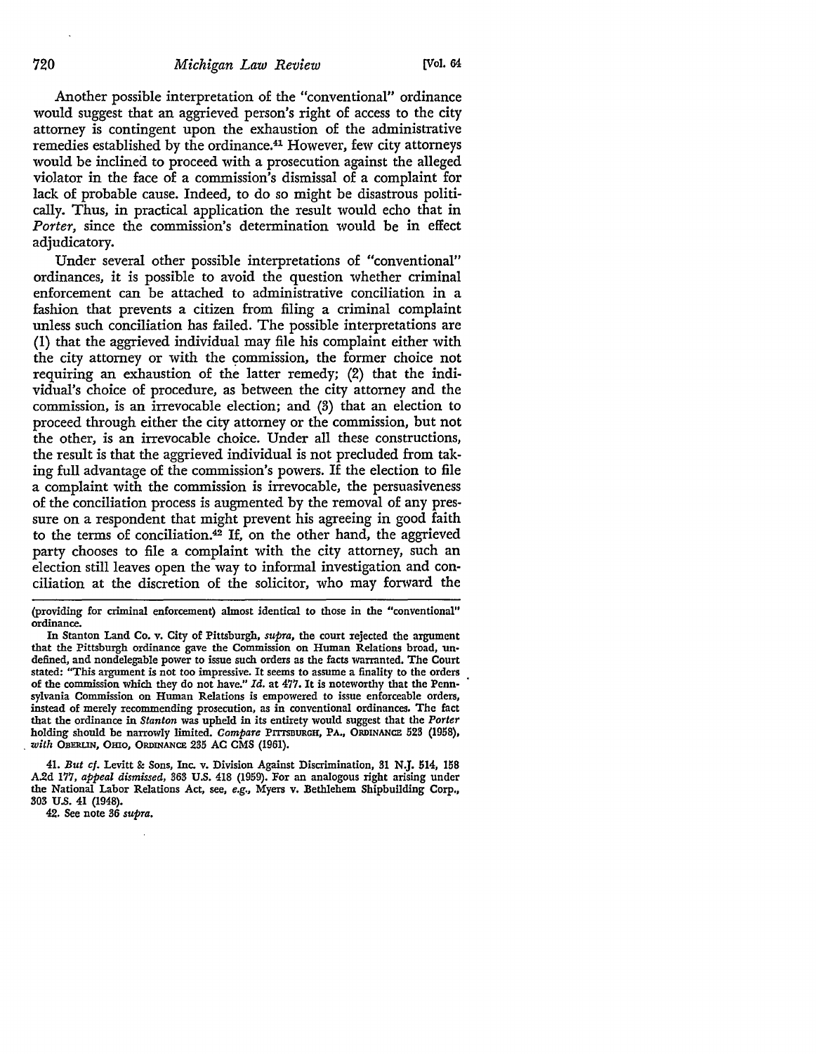Another possible interpretation of the "conventional" ordinance would suggest that an aggrieved person's right of access to the city attorney is contingent upon the exhaustion of the administrative remedies established by the ordinance.[41] However, few city attorneys would be inclined to proceed with a prosecution against the alleged violator in the face of a commission's dismissal of a complaint for lack of probable cause. Indeed, to do so might be disastrous politically. Thus, in practical application the result would echo that in *Porter*, since the commission's determination would be in effect adjudicatory.

Under several other possible interpretations of "conventional" ordinances, it is possible to avoid the question whether criminal enforcement can be attached to administrative conciliation in a fashion that prevents a citizen from filing a criminal complaint unless such conciliation has failed. The possible interpretations are (1) that the aggrieved individual may file his complaint either with the city attorney or with the commission, the former choice not requiring an exhaustion of the latter remedy; (2) that the individual's choice of procedure, as between the city attorney and the commission, is an irrevocable election; and (3) that an election to proceed through either the city attorney or the commission, but not the other, is an irrevocable choice. Under all these constructions, the result is that the aggrieved individual is not precluded from taking full advantage of the commission's powers. If the election to file a complaint with the commission is irrevocable, the persuasiveness of the conciliation process is augmented by the removal of any pressure on a respondent that might prevent his agreeing in good faith to the terms of conciliation.[42] If, on the other hand, the aggrieved party chooses to file a complaint with the city attorney, such an election still leaves open the way to informal investigation and conciliation at the discretion of the solicitor, who may forward the

---

(providing for criminal enforcement) almost identical to those in the "conventional" ordinance.

In Stanton Land Co. v. City of Pittsburgh, *supra*, the court rejected the argument that the Pittsburgh ordinance gave the Commission on Human Relations broad, undefined, and nondelegable power to issue such orders as the facts warranted. The Court stated: "This argument is not too impressive. It seems to assume a finality to the orders of the commission which they do not have." *Id.* at 477. It is noteworthy that the Pennsylvania Commission on Human Relations is empowered to issue enforceable orders, instead of merely recommending prosecution, as in conventional ordinances. The fact that the ordinance in *Stanton* was upheld in its entirety would suggest that the *Porter* holding should be narrowly limited. *Compare* PITTSBURGH, PA., ORDINANCE 523 (1958), *with* OBERLIN, OHIO, ORDINANCE 235 AC CMS (1961).

41. *But cf.* Levitt & Sons, Inc. v. Division Against Discrimination, 31 N.J. 514, 158 A.2d 177, *appeal dismissed*, 363 U.S. 418 (1959). For an analogous right arising under the National Labor Relations Act, see, *e.g.*, Myers v. Bethlehem Shipbuilding Corp., 303 U.S. 41 (1948).

42. See note 36 *supra*.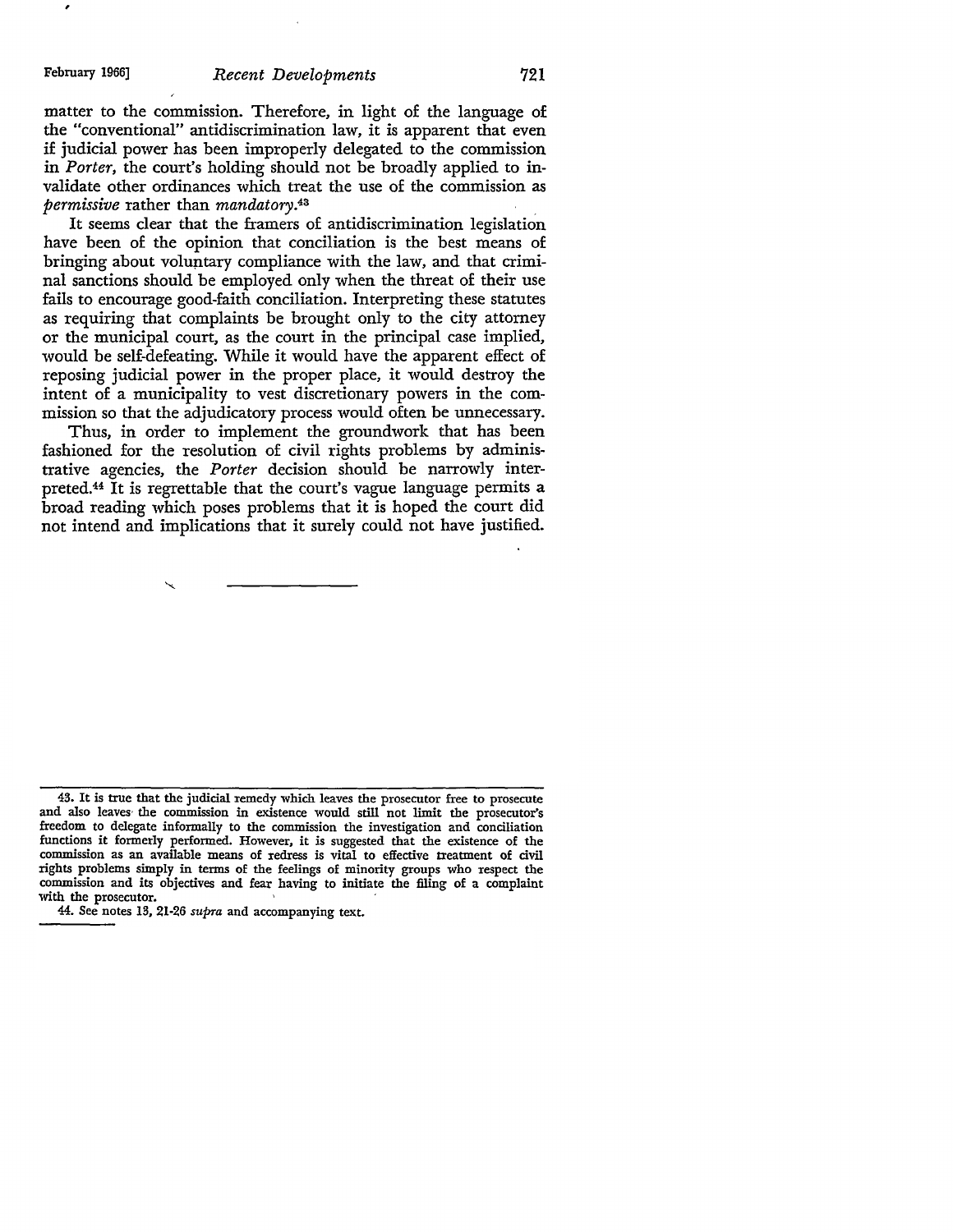matter to the commission. Therefore, in light of the language of the "conventional" antidiscrimination law, it is apparent that even if judicial power has been improperly delegated to the commission in *Porter*, the court's holding should not be broadly applied to invalidate other ordinances which treat the use of the commission as *permissive* rather than *mandatory*.[43]

It seems clear that the framers of antidiscrimination legislation have been of the opinion that conciliation is the best means of bringing about voluntary compliance with the law, and that criminal sanctions should be employed only when the threat of their use fails to encourage good-faith conciliation. Interpreting these statutes as requiring that complaints be brought only to the city attorney or the municipal court, as the court in the principal case implied, would be self-defeating. While it would have the apparent effect of reposing judicial power in the proper place, it would destroy the intent of a municipality to vest discretionary powers in the commission so that the adjudicatory process would often be unnecessary.

Thus, in order to implement the groundwork that has been fashioned for the resolution of civil rights problems by administrative agencies, the *Porter* decision should be narrowly interpreted.[44] It is regrettable that the court's vague language permits a broad reading which poses problems that it is hoped the court did not intend and implications that it surely could not have justified.

---

43. It is true that the judicial remedy which leaves the prosecutor free to prosecute and also leaves the commission in existence would still not limit the prosecutor's freedom to delegate informally to the commission the investigation and conciliation functions it formerly performed. However, it is suggested that the existence of the commission as an available means of redress is vital to effective treatment of civil rights problems simply in terms of the feelings of minority groups who respect the commission and its objectives and fear having to initiate the filing of a complaint with the prosecutor.

44. See notes 13, 21-26 *supra* and accompanying text.